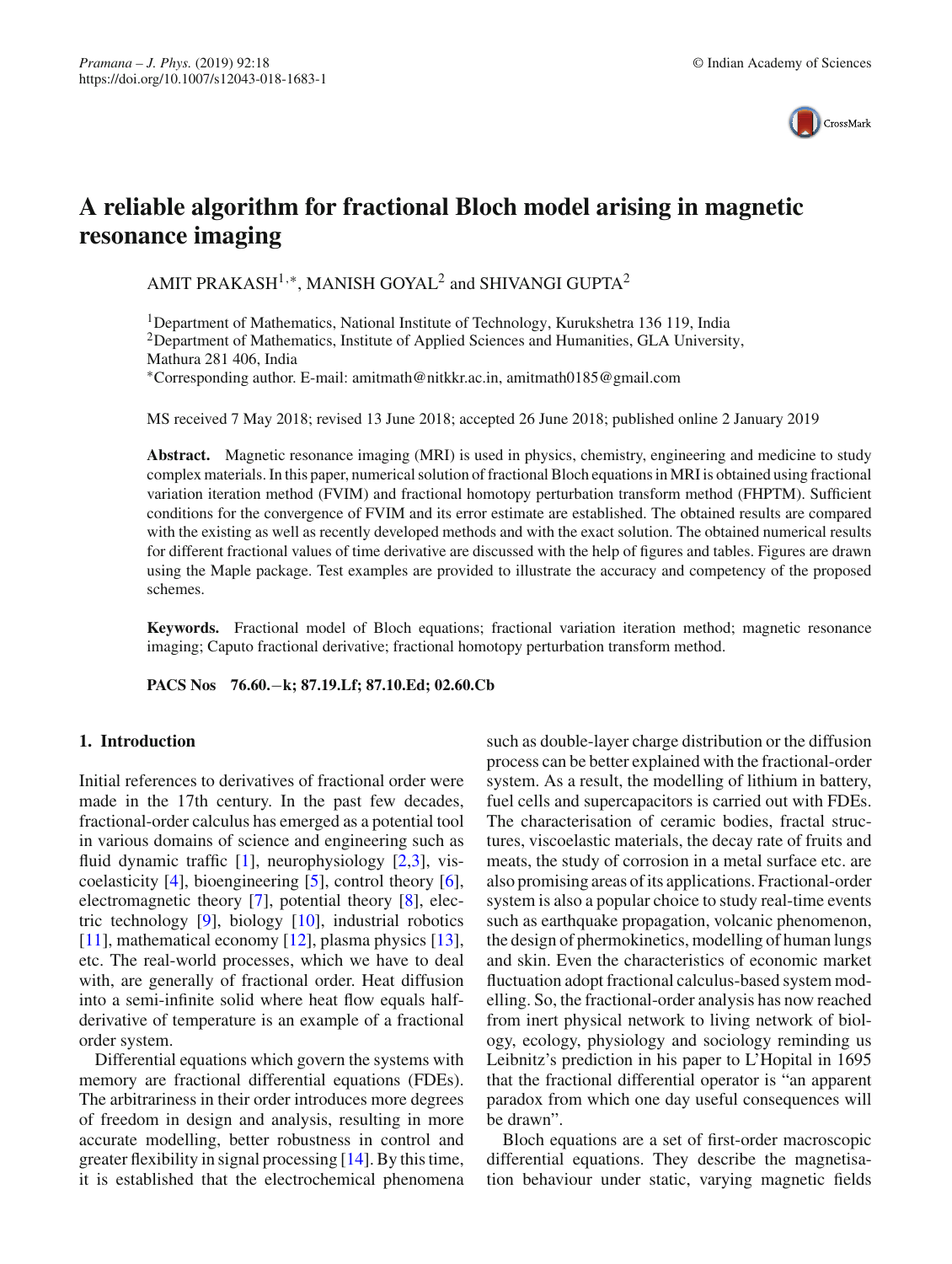# A reliable algorithm for fractional Bloch model arising in magnetic resonance imaging

AMIT PRAKASH[1,*], MANISH GOYAL[2] and SHIVANGI GUPTA[2]

[1]Department of Mathematics, National Institute of Technology, Kurukshetra 136 119, India
[2]Department of Mathematics, Institute of Applied Sciences and Humanities, GLA University, Mathura 281 406, India
[*]Corresponding author. E-mail: amitmath@nitkkr.ac.in, amitmath0185@gmail.com

MS received 7 May 2018; revised 13 June 2018; accepted 26 June 2018; published online 2 January 2019

**Abstract.** Magnetic resonance imaging (MRI) is used in physics, chemistry, engineering and medicine to study complex materials. In this paper, numerical solution of fractional Bloch equations in MRI is obtained using fractional variation iteration method (FVIM) and fractional homotopy perturbation transform method (FHPTM). Sufficient conditions for the convergence of FVIM and its error estimate are established. The obtained results are compared with the existing as well as recently developed methods and with the exact solution. The obtained numerical results for different fractional values of time derivative are discussed with the help of figures and tables. Figures are drawn using the Maple package. Test examples are provided to illustrate the accuracy and competency of the proposed schemes.

**Keywords.** Fractional model of Bloch equations; fractional variation iteration method; magnetic resonance imaging; Caputo fractional derivative; fractional homotopy perturbation transform method.

**PACS Nos** **76.60.−k; 87.19.Lf; 87.10.Ed; 02.60.Cb**

## 1. Introduction

Initial references to derivatives of fractional order were made in the 17th century. In the past few decades, fractional-order calculus has emerged as a potential tool in various domains of science and engineering such as fluid dynamic traffic [1], neurophysiology [2,3], viscoelasticity [4], bioengineering [5], control theory [6], electromagnetic theory [7], potential theory [8], electric technology [9], biology [10], industrial robotics [11], mathematical economy [12], plasma physics [13], etc. The real-world processes, which we have to deal with, are generally of fractional order. Heat diffusion into a semi-infinite solid where heat flow equals half-derivative of temperature is an example of a fractional order system.

Differential equations which govern the systems with memory are fractional differential equations (FDEs). The arbitrariness in their order introduces more degrees of freedom in design and analysis, resulting in more accurate modelling, better robustness in control and greater flexibility in signal processing [14]. By this time, it is established that the electrochemical phenomena such as double-layer charge distribution or the diffusion process can be better explained with the fractional-order system. As a result, the modelling of lithium in battery, fuel cells and supercapacitors is carried out with FDEs. The characterisation of ceramic bodies, fractal structures, viscoelastic materials, the decay rate of fruits and meats, the study of corrosion in a metal surface etc. are also promising areas of its applications. Fractional-order system is also a popular choice to study real-time events such as earthquake propagation, volcanic phenomenon, the design of phermokinetics, modelling of human lungs and skin. Even the characteristics of economic market fluctuation adopt fractional calculus-based system modelling. So, the fractional-order analysis has now reached from inert physical network to living network of biology, ecology, physiology and sociology reminding us Leibnitz's prediction in his paper to L'Hopital in 1695 that the fractional differential operator is "an apparent paradox from which one day useful consequences will be drawn".

Bloch equations are a set of first-order macroscopic differential equations. They describe the magnetisation behaviour under static, varying magnetic fields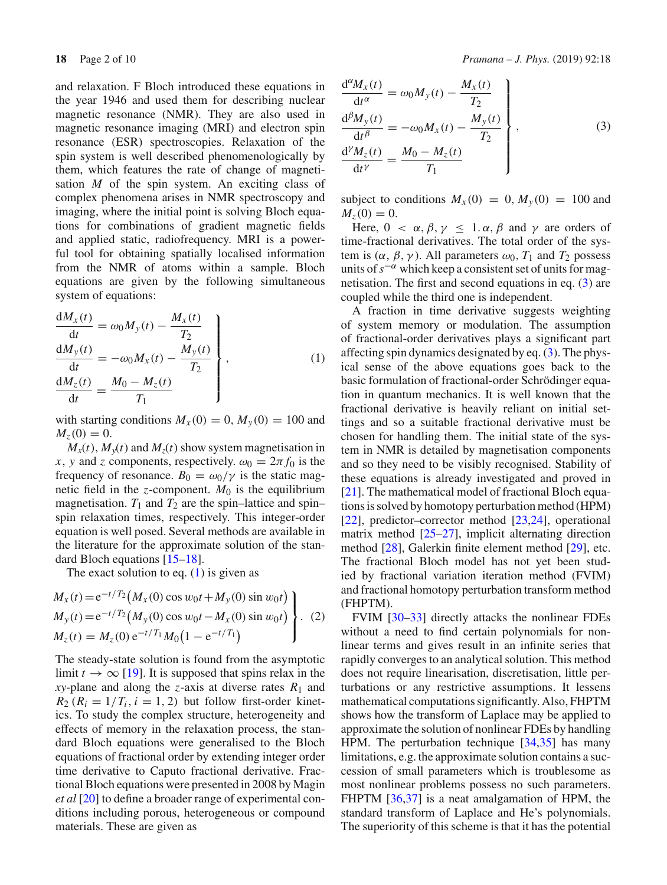and relaxation. F Bloch introduced these equations in the year 1946 and used them for describing nuclear magnetic resonance (NMR). They are also used in magnetic resonance imaging (MRI) and electron spin resonance (ESR) spectroscopies. Relaxation of the spin system is well described phenomenologically by them, which features the rate of change of magnetisation $M$ of the spin system. An exciting class of complex phenomena arises in NMR spectroscopy and imaging, where the initial point is solving Bloch equations for combinations of gradient magnetic fields and applied static, radiofrequency. MRI is a powerful tool for obtaining spatially localised information from the NMR of atoms within a sample. Bloch equations are given by the following simultaneous system of equations:

$$\left.\begin{aligned}
\frac{\mathrm{d}M_x(t)}{\mathrm{d}t} &= \omega_0 M_y(t) - \frac{M_x(t)}{T_2}\\
\frac{\mathrm{d}M_y(t)}{\mathrm{d}t} &= -\omega_0 M_x(t) - \frac{M_y(t)}{T_2}\\
\frac{\mathrm{d}M_z(t)}{\mathrm{d}t} &= \frac{M_0 - M_z(t)}{T_1}
\end{aligned}\right\}, \tag{1}$$

with starting conditions $M_x(0) = 0$, $M_y(0) = 100$ and $M_z(0) = 0$.

$M_x(t)$, $M_y(t)$ and $M_z(t)$ show system magnetisation in $x$, $y$ and $z$ components, respectively. $\omega_0 = 2\pi f_0$ is the frequency of resonance. $B_0 = \omega_0/\gamma$ is the static magnetic field in the $z$-component. $M_0$ is the equilibrium magnetisation. $T_1$ and $T_2$ are the spin–lattice and spin–spin relaxation times, respectively. This integer-order equation is well posed. Several methods are available in the literature for the approximate solution of the standard Bloch equations [15–18].

The exact solution to eq. (1) is given as

$$\left.\begin{aligned}
M_x(t) &= \mathrm{e}^{-t/T_2}\big(M_x(0)\cos w_0 t + M_y(0)\sin w_0 t\big)\\
M_y(t) &= \mathrm{e}^{-t/T_2}\big(M_y(0)\cos w_0 t - M_x(0)\sin w_0 t\big)\\
M_z(t) &= M_z(0)\,\mathrm{e}^{-t/T_1} M_0\big(1 - \mathrm{e}^{-t/T_1}\big)
\end{aligned}\right\}. \tag{2}$$

The steady-state solution is found from the asymptotic limit $t \to \infty$ [19]. It is supposed that spins relax in the $xy$-plane and along the $z$-axis at diverse rates $R_1$ and $R_2$ ($R_i = 1/T_i$, $i = 1, 2$) but follow first-order kinetics. To study the complex structure, heterogeneity and effects of memory in the relaxation process, the standard Bloch equations were generalised to the Bloch equations of fractional order by extending integer order time derivative to Caputo fractional derivative. Fractional Bloch equations were presented in 2008 by Magin *et al* [20] to define a broader range of experimental conditions including porous, heterogeneous or compound materials. These are given as

$$\left.\begin{aligned}
\frac{\mathrm{d}^{\alpha}M_x(t)}{\mathrm{d}t^{\alpha}} &= \omega_0 M_y(t) - \frac{M_x(t)}{T_2}\\
\frac{\mathrm{d}^{\beta}M_y(t)}{\mathrm{d}t^{\beta}} &= -\omega_0 M_x(t) - \frac{M_y(t)}{T_2}\\
\frac{\mathrm{d}^{\gamma}M_z(t)}{\mathrm{d}t^{\gamma}} &= \frac{M_0 - M_z(t)}{T_1}
\end{aligned}\right\}, \tag{3}$$

subject to conditions $M_x(0) = 0$, $M_y(0) = 100$ and $M_z(0) = 0$.

Here, $0 < \alpha, \beta, \gamma \le 1$. $\alpha, \beta$ and $\gamma$ are orders of time-fractional derivatives. The total order of the system is $(\alpha, \beta, \gamma)$. All parameters $\omega_0$, $T_1$ and $T_2$ possess units of $s^{-\alpha}$ which keep a consistent set of units for magnetisation. The first and second equations in eq. (3) are coupled while the third one is independent.

A fraction in time derivative suggests weighting of system memory or modulation. The assumption of fractional-order derivatives plays a significant part affecting spin dynamics designated by eq. (3). The physical sense of the above equations goes back to the basic formulation of fractional-order Schrödinger equation in quantum mechanics. It is well known that the fractional derivative is heavily reliant on initial settings and so a suitable fractional derivative must be chosen for handling them. The initial state of the system in NMR is detailed by magnetisation components and so they need to be visibly recognised. Stability of these equations is already investigated and proved in [21]. The mathematical model of fractional Bloch equations is solved by homotopy perturbation method (HPM) [22], predictor–corrector method [23,24], operational matrix method [25–27], implicit alternating direction method [28], Galerkin finite element method [29], etc. The fractional Bloch model has not yet been studied by fractional variation iteration method (FVIM) and fractional homotopy perturbation transform method (FHPTM).

FVIM [30–33] directly attacks the nonlinear FDEs without a need to find certain polynomials for nonlinear terms and gives result in an infinite series that rapidly converges to an analytical solution. This method does not require linearisation, discretisation, little perturbations or any restrictive assumptions. It lessens mathematical computations significantly. Also, FHPTM shows how the transform of Laplace may be applied to approximate the solution of nonlinear FDEs by handling HPM. The perturbation technique [34,35] has many limitations, e.g. the approximate solution contains a succession of small parameters which is troublesome as most nonlinear problems possess no such parameters. FHPTM [36,37] is a neat amalgamation of HPM, the standard transform of Laplace and He's polynomials. The superiority of this scheme is that it has the potential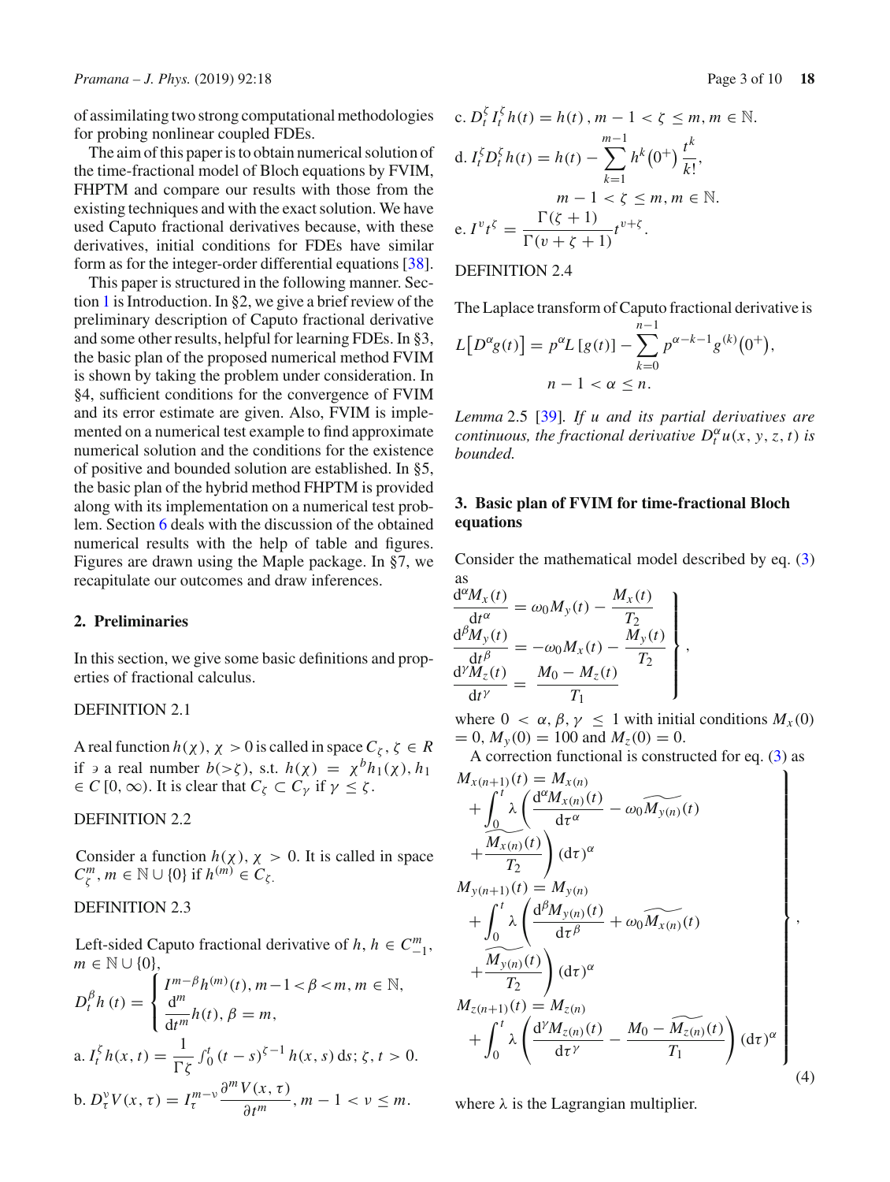of assimilating two strong computational methodologies for probing nonlinear coupled FDEs.

The aim of this paper is to obtain numerical solution of the time-fractional model of Bloch equations by FVIM, FHPTM and compare our results with those from the existing techniques and with the exact solution. We have used Caputo fractional derivatives because, with these derivatives, initial conditions for FDEs have similar form as for the integer-order differential equations [38].

This paper is structured in the following manner. Section 1 is Introduction. In §2, we give a brief review of the preliminary description of Caputo fractional derivative and some other results, helpful for learning FDEs. In §3, the basic plan of the proposed numerical method FVIM is shown by taking the problem under consideration. In §4, sufficient conditions for the convergence of FVIM and its error estimate are given. Also, FVIM is implemented on a numerical test example to find approximate numerical solution and the conditions for the existence of positive and bounded solution are established. In §5, the basic plan of the hybrid method FHPTM is provided along with its implementation on a numerical test problem. Section 6 deals with the discussion of the obtained numerical results with the help of table and figures. Figures are drawn using the Maple package. In §7, we recapitulate our outcomes and draw inferences.

## 2. Preliminaries

In this section, we give some basic definitions and properties of fractional calculus.

DEFINITION 2.1

A real function $h(\chi)$, $\chi > 0$ is called in space $C_\zeta$, $\zeta \in R$ if $\ni$ a real number $b(>\zeta)$, s.t. $h(\chi) = \chi^b h_1(\chi)$, $h_1 \in C[0, \infty)$. It is clear that $C_\zeta \subset C_\gamma$ if $\gamma \leq \zeta$.

DEFINITION 2.2

Consider a function $h(\chi)$, $\chi > 0$. It is called in space $C_\zeta^m$, $m \in \mathbb{N} \cup \{0\}$ if $h^{(m)} \in C_\zeta$.

DEFINITION 2.3

Left-sided Caputo fractional derivative of $h$, $h \in C_{-1}^m$, $m \in \mathbb{N} \cup \{0\}$,

$$D_t^\beta h(t) = \begin{cases} I^{m-\beta} h^{(m)}(t), & m-1<\beta<m, m \in \mathbb{N}, \\ \dfrac{\mathrm{d}^m}{\mathrm{d}t^m} h(t), & \beta = m, \end{cases}$$

a. $I_t^\zeta h(x,t) = \dfrac{1}{\Gamma \zeta} \int_0^t (t-s)^{\zeta-1} h(x,s)\,\mathrm{d}s;\ \zeta, t > 0.$

b. $D_\tau^\nu V(x,\tau) = I_\tau^{m-\nu} \dfrac{\partial^m V(x,\tau)}{\partial t^m}, m-1 < \nu \leq m.$

c. $D_t^\zeta I_t^\zeta h(t) = h(t), m-1 < \zeta \leq m, m \in \mathbb{N}.$

d. $I_t^\zeta D_t^\zeta h(t) = h(t) - \displaystyle\sum_{k=1}^{m-1} h^k(0^+) \frac{t^k}{k!},$

$$m-1 < \zeta \leq m, m \in \mathbb{N}.$$

e. $I^\nu t^\zeta = \dfrac{\Gamma(\zeta+1)}{\Gamma(\nu+\zeta+1)} t^{\nu+\zeta}.$

DEFINITION 2.4

The Laplace transform of Caputo fractional derivative is

$$L\left[D^\alpha g(t)\right] = p^\alpha L\left[g(t)\right] - \sum_{k=0}^{n-1} p^{\alpha-k-1} g^{(k)}(0^+),$$
$$n-1 < \alpha \leq n.$$

*Lemma* 2.5 [39]. *If $u$ and its partial derivatives are continuous, the fractional derivative $D_t^\alpha u(x,y,z,t)$ is bounded.*

## 3. Basic plan of FVIM for time-fractional Bloch equations

Consider the mathematical model described by eq. (3) as

$$\left.\begin{aligned} \frac{\mathrm{d}^\alpha M_x(t)}{\mathrm{d}t^\alpha} &= \omega_0 M_y(t) - \frac{M_x(t)}{T_2} \\ \frac{\mathrm{d}^\beta M_y(t)}{\mathrm{d}t^\beta} &= -\omega_0 M_x(t) - \frac{M_y(t)}{T_2} \\ \frac{\mathrm{d}^\gamma M_z(t)}{\mathrm{d}t^\gamma} &= \frac{M_0 - M_z(t)}{T_1} \end{aligned}\right\},$$

where $0 < \alpha, \beta, \gamma \leq 1$ with initial conditions $M_x(0) = 0$, $M_y(0) = 100$ and $M_z(0) = 0$.

A correction functional is constructed for eq. (3) as

$$\left.\begin{aligned} M_{x(n+1)}(t) &= M_{x(n)} \\ &\quad + \int_0^t \lambda \left( \frac{\mathrm{d}^\alpha M_{x(n)}(t)}{\mathrm{d}\tau^\alpha} - \omega_0 \widetilde{M_{y(n)}}(t) \right. \\ &\quad \left. + \frac{\widetilde{M_{x(n)}}(t)}{T_2} \right) (\mathrm{d}\tau)^\alpha \\ M_{y(n+1)}(t) &= M_{y(n)} \\ &\quad + \int_0^t \lambda \left( \frac{\mathrm{d}^\beta M_{y(n)}(t)}{\mathrm{d}\tau^\beta} + \omega_0 \widetilde{M_{x(n)}}(t) \right. \\ &\quad \left. + \frac{\widetilde{M_{y(n)}}(t)}{T_2} \right) (\mathrm{d}\tau)^\alpha \\ M_{z(n+1)}(t) &= M_{z(n)} \\ &\quad + \int_0^t \lambda \left( \frac{\mathrm{d}^\gamma M_{z(n)}(t)}{\mathrm{d}\tau^\gamma} - \frac{M_0 - \widetilde{M_{z(n)}}(t)}{T_1} \right) (\mathrm{d}\tau)^\alpha \end{aligned}\right\}, \tag{4}$$

where $\lambda$ is the Lagrangian multiplier.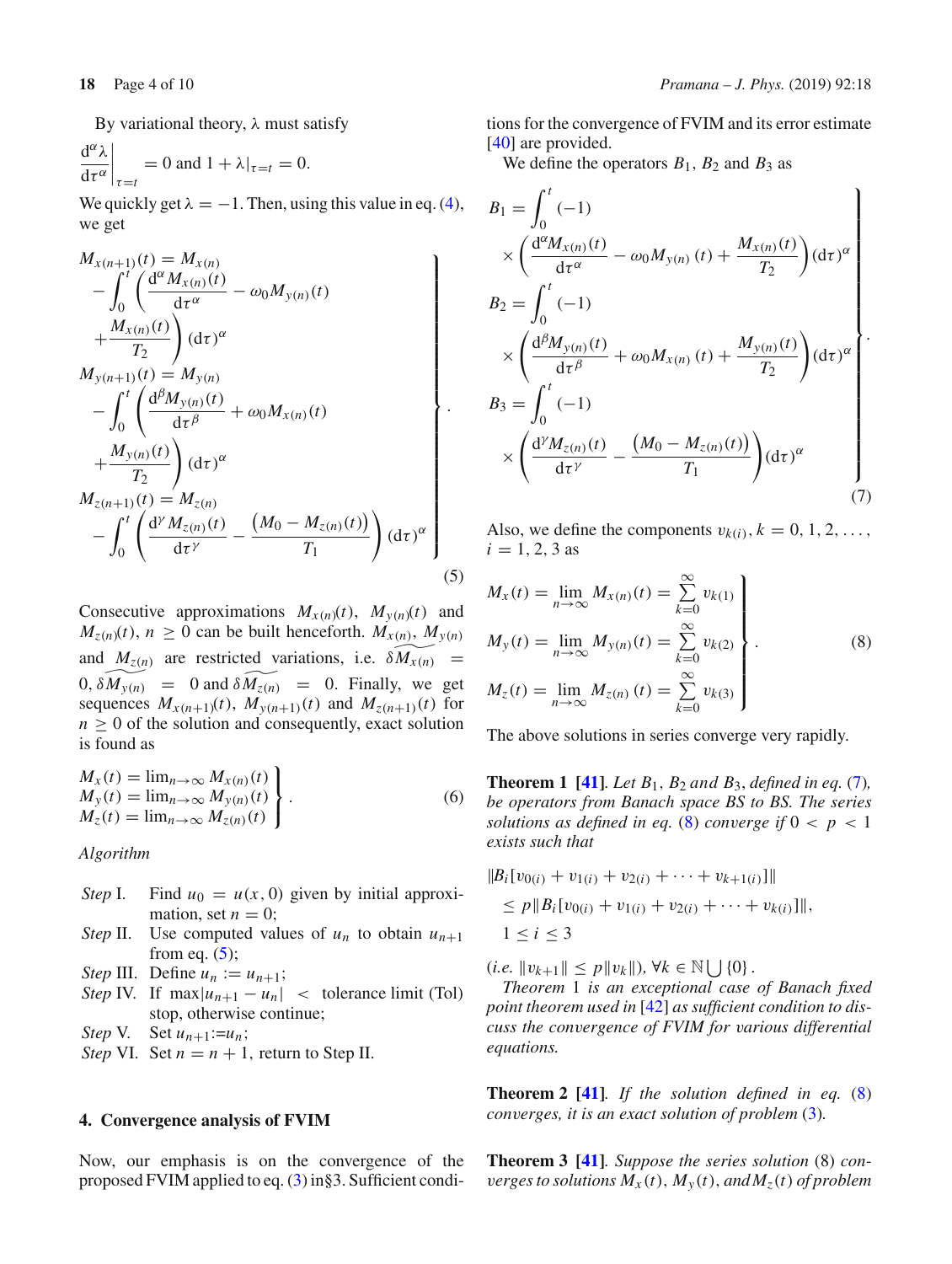By variational theory, $\lambda$ must satisfy

$$\left.\frac{\mathrm{d}^{\alpha}\lambda}{\mathrm{d}\tau^{\alpha}}\right|_{\tau=t} = 0 \text{ and } 1+\lambda|_{\tau=t} = 0.$$

We quickly get $\lambda = -1$. Then, using this value in eq. (4), we get

$$\left.\begin{aligned}
M_{x(n+1)}(t) &= M_{x(n)} \\
&\quad - \int_0^t \left(\frac{\mathrm{d}^{\alpha} M_{x(n)}(t)}{\mathrm{d}\tau^{\alpha}} - \omega_0 M_{y(n)}(t) + \frac{M_{x(n)}(t)}{T_2}\right)(\mathrm{d}\tau)^{\alpha} \\
M_{y(n+1)}(t) &= M_{y(n)} \\
&\quad - \int_0^t \left(\frac{\mathrm{d}^{\beta} M_{y(n)}(t)}{\mathrm{d}\tau^{\beta}} + \omega_0 M_{x(n)}(t) + \frac{M_{y(n)}(t)}{T_2}\right)(\mathrm{d}\tau)^{\alpha} \\
M_{z(n+1)}(t) &= M_{z(n)} \\
&\quad - \int_0^t \left(\frac{\mathrm{d}^{\gamma} M_{z(n)}(t)}{\mathrm{d}\tau^{\gamma}} - \frac{\left(M_0 - M_{z(n)}(t)\right)}{T_1}\right)(\mathrm{d}\tau)^{\alpha}
\end{aligned}\right\}. \tag{5}$$

Consecutive approximations $M_{x(n)}(t)$, $M_{y(n)}(t)$ and $M_{z(n)}(t)$, $n \geq 0$ can be built henceforth. $M_{x(n)}$, $M_{y(n)}$ and $\widetilde{M_{z(n)}}$ are restricted variations, i.e. $\delta\widetilde{M_{x(n)}} = 0$, $\delta\widetilde{M_{y(n)}} = 0$ and $\delta\widetilde{M_{z(n)}} = 0$. Finally, we get sequences $M_{x(n+1)}(t)$, $M_{y(n+1)}(t)$ and $M_{z(n+1)}(t)$ for $n \geq 0$ of the solution and consequently, exact solution is found as

$$\left.\begin{aligned}
M_x(t) &= \lim_{n\to\infty} M_{x(n)}(t) \\
M_y(t) &= \lim_{n\to\infty} M_{y(n)}(t) \\
M_z(t) &= \lim_{n\to\infty} M_{z(n)}(t)
\end{aligned}\right\}. \tag{6}$$

*Algorithm*

- *Step* I. Find $u_0 = u(x, 0)$ given by initial approximation, set $n = 0$;
- *Step* II. Use computed values of $u_n$ to obtain $u_{n+1}$ from eq. (5);
- *Step* III. Define $u_n := u_{n+1}$;
- *Step* IV. If $\max|u_{n+1} - u_n| <$ tolerance limit (Tol) stop, otherwise continue;
- *Step* V. Set $u_{n+1} := u_n$;
- *Step* VI. Set $n = n + 1$, return to Step II.

## 4. Convergence analysis of FVIM

Now, our emphasis is on the convergence of the proposed FVIM applied to eq. (3) in§3. Sufficient conditions for the convergence of FVIM and its error estimate [40] are provided.

We define the operators $B_1$, $B_2$ and $B_3$ as

$$\left.\begin{aligned}
B_1 &= \int_0^t (-1) \times \left(\frac{\mathrm{d}^{\alpha} M_{x(n)}(t)}{\mathrm{d}\tau^{\alpha}} - \omega_0 M_{y(n)}(t) + \frac{M_{x(n)}(t)}{T_2}\right)(\mathrm{d}\tau)^{\alpha} \\
B_2 &= \int_0^t (-1) \times \left(\frac{\mathrm{d}^{\beta} M_{y(n)}(t)}{\mathrm{d}\tau^{\beta}} + \omega_0 M_{x(n)}(t) + \frac{M_{y(n)}(t)}{T_2}\right)(\mathrm{d}\tau)^{\alpha} \\
B_3 &= \int_0^t (-1) \times \left(\frac{\mathrm{d}^{\gamma} M_{z(n)}(t)}{\mathrm{d}\tau^{\gamma}} - \frac{\left(M_0 - M_{z(n)}(t)\right)}{T_1}\right)(\mathrm{d}\tau)^{\alpha}
\end{aligned}\right\}. \tag{7}$$

Also, we define the components $v_{k(i)}$, $k = 0, 1, 2, \ldots$, $i = 1, 2, 3$ as

$$\left.\begin{aligned}
M_x(t) &= \lim_{n\to\infty} M_{x(n)}(t) = \sum_{k=0}^{\infty} v_{k(1)} \\
M_y(t) &= \lim_{n\to\infty} M_{y(n)}(t) = \sum_{k=0}^{\infty} v_{k(2)} \\
M_z(t) &= \lim_{n\to\infty} M_{z(n)}(t) = \sum_{k=0}^{\infty} v_{k(3)}
\end{aligned}\right\}. \tag{8}$$

The above solutions in series converge very rapidly.

**Theorem 1** **[41]**. *Let $B_1$, $B_2$ and $B_3$, defined in eq.* (7), *be operators from Banach space BS to BS. The series solutions as defined in eq.* (8) *converge if $0 < p < 1$ exists such that*

$$\begin{aligned}
&\|B_i[v_{0(i)} + v_{1(i)} + v_{2(i)} + \cdots + v_{k+1(i)}]\| \\
&\quad \leq p\|B_i[v_{0(i)} + v_{1(i)} + v_{2(i)} + \cdots + v_{k(i)}]\|, \\
&\quad 1 \leq i \leq 3
\end{aligned}$$

(*i.e.* $\|v_{k+1}\| \leq p\|v_k\|$), $\forall k \in \mathbb{N} \bigcup \{0\}$.

*Theorem* 1 *is an exceptional case of Banach fixed point theorem used in* [42] *as sufficient condition to discuss the convergence of FVIM for various differential equations.*

**Theorem 2** **[41]**. *If the solution defined in eq.* (8) *converges, it is an exact solution of problem* (3).

**Theorem 3** **[41]**. *Suppose the series solution* (8) *converges to solutions $M_x(t)$, $M_y(t)$, and $M_z(t)$ of problem*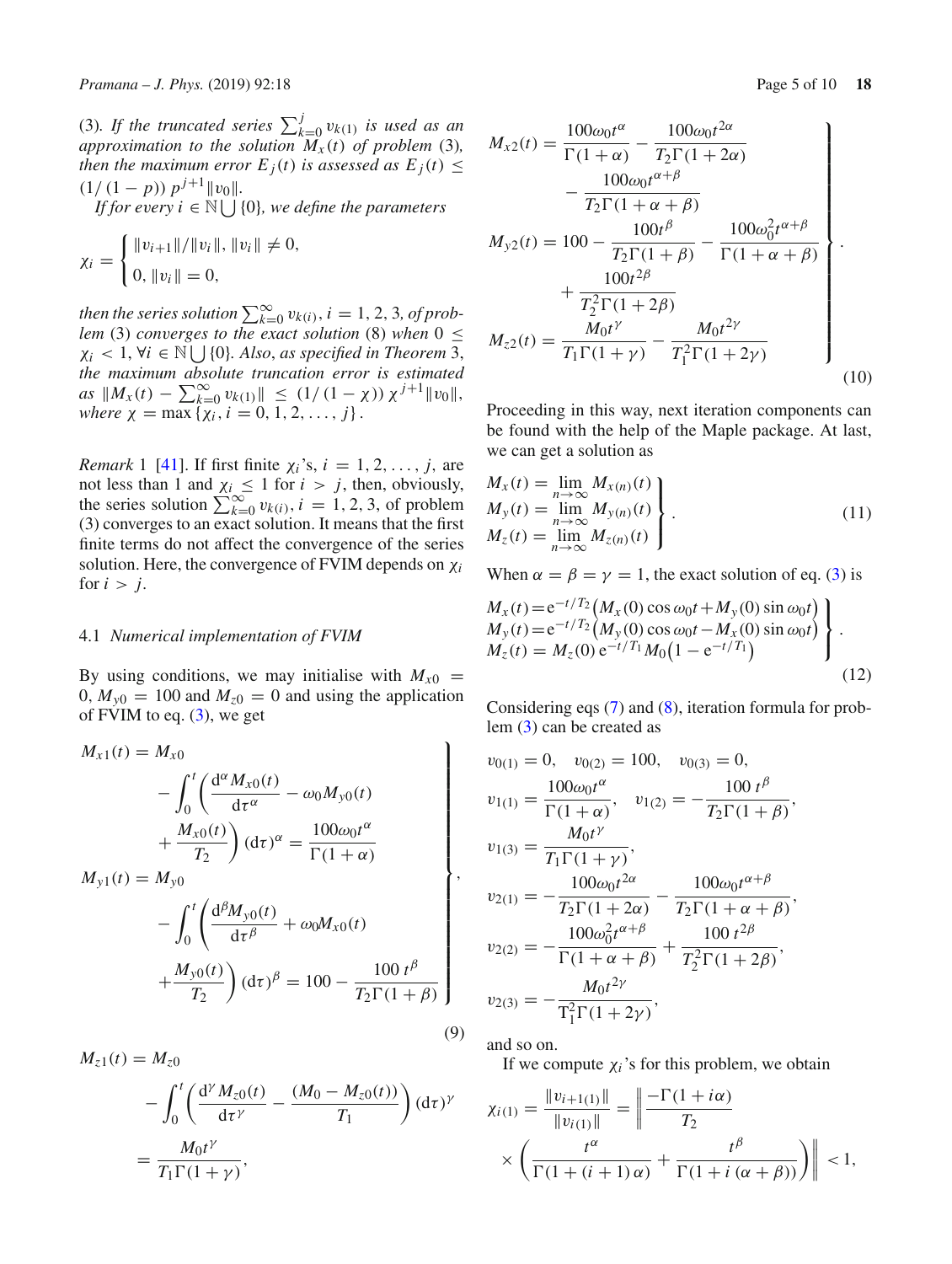(3). *If the truncated series* $\sum_{k=0}^{j} v_{k(1)}$ *is used as an approximation to the solution* $M_x(t)$ *of problem* (3), *then the maximum error* $E_j(t)$ *is assessed as* $E_j(t) \le (1/(1-p))\, p^{j+1}\|v_0\|$.

*If for every* $i \in \mathbb{N} \bigcup \{0\}$, *we define the parameters*

$$\chi_i = \begin{cases} \|v_{i+1}\|/\|v_i\|, & \|v_i\| \ne 0, \\ 0, & \|v_i\| = 0, \end{cases}$$

*then the series solution* $\sum_{k=0}^{\infty} v_{k(i)}$, $i = 1, 2, 3$, *of problem* (3) *converges to the exact solution* (8) *when* $0 \le \chi_i < 1$, $\forall i \in \mathbb{N} \bigcup \{0\}$. *Also, as specified in Theorem* 3, *the maximum absolute truncation error is estimated as* $\|M_x(t) - \sum_{k=0}^{\infty} v_{k(1)}\| \le (1/(1-\chi))\, \chi^{j+1}\|v_0\|$, *where* $\chi = \max\{\chi_i, i = 0, 1, 2, \ldots, j\}$.

*Remark* 1 [41]. If first finite $\chi_i$'s, $i = 1, 2, \ldots, j$, are not less than 1 and $\chi_i \le 1$ for $i > j$, then, obviously, the series solution $\sum_{k=0}^{\infty} v_{k(i)}$, $i = 1, 2, 3$, of problem (3) converges to an exact solution. It means that the first finite terms do not affect the convergence of the series solution. Here, the convergence of FVIM depends on $\chi_i$ for $i > j$.

### 4.1 *Numerical implementation of FVIM*

By using conditions, we may initialise with $M_{x0} = 0$, $M_{y0} = 100$ and $M_{z0} = 0$ and using the application of FVIM to eq. (3), we get

$$\left.\begin{aligned} M_{x1}(t) &= M_{x0} - \int_0^t \left( \frac{\mathrm{d}^{\alpha} M_{x0}(t)}{\mathrm{d}\tau^{\alpha}} - \omega_0 M_{y0}(t) + \frac{M_{x0}(t)}{T_2} \right) (\mathrm{d}\tau)^{\alpha} = \frac{100\omega_0 t^{\alpha}}{\Gamma(1+\alpha)} \\ M_{y1}(t) &= M_{y0} - \int_0^t \left( \frac{\mathrm{d}^{\beta} M_{y0}(t)}{\mathrm{d}\tau^{\beta}} + \omega_0 M_{x0}(t) + \frac{M_{y0}(t)}{T_2} \right) (\mathrm{d}\tau)^{\beta} = 100 - \frac{100\, t^{\beta}}{T_2\Gamma(1+\beta)} \end{aligned}\right\}, \tag{9}$$

$$M_{z1}(t) = M_{z0} - \int_0^t \left( \frac{\mathrm{d}^{\gamma} M_{z0}(t)}{\mathrm{d}\tau^{\gamma}} - \frac{(M_0 - M_{z0}(t))}{T_1} \right) (\mathrm{d}\tau)^{\gamma} = \frac{M_0 t^{\gamma}}{T_1\Gamma(1+\gamma)},$$

$$\left.\begin{aligned} M_{x2}(t) &= \frac{100\omega_0 t^{\alpha}}{\Gamma(1+\alpha)} - \frac{100\omega_0 t^{2\alpha}}{T_2\Gamma(1+2\alpha)} - \frac{100\omega_0 t^{\alpha+\beta}}{T_2\Gamma(1+\alpha+\beta)} \\ M_{y2}(t) &= 100 - \frac{100 t^{\beta}}{T_2\Gamma(1+\beta)} - \frac{100\omega_0^2 t^{\alpha+\beta}}{\Gamma(1+\alpha+\beta)} + \frac{100 t^{2\beta}}{T_2^2\Gamma(1+2\beta)} \\ M_{z2}(t) &= \frac{M_0 t^{\gamma}}{T_1\Gamma(1+\gamma)} - \frac{M_0 t^{2\gamma}}{T_1^2\Gamma(1+2\gamma)} \end{aligned}\right\}. \tag{10}$$

Proceeding in this way, next iteration components can be found with the help of the Maple package. At last, we can get a solution as

$$\left.\begin{aligned} M_x(t) &= \lim_{n\to\infty} M_{x(n)}(t) \\ M_y(t) &= \lim_{n\to\infty} M_{y(n)}(t) \\ M_z(t) &= \lim_{n\to\infty} M_{z(n)}(t) \end{aligned}\right\}. \tag{11}$$

When $\alpha = \beta = \gamma = 1$, the exact solution of eq. (3) is

$$\left.\begin{aligned} M_x(t) &= \mathrm{e}^{-t/T_2}\left(M_x(0)\cos\omega_0 t + M_y(0)\sin\omega_0 t\right) \\ M_y(t) &= \mathrm{e}^{-t/T_2}\left(M_y(0)\cos\omega_0 t - M_x(0)\sin\omega_0 t\right) \\ M_z(t) &= M_z(0)\,\mathrm{e}^{-t/T_1} M_0\left(1 - \mathrm{e}^{-t/T_1}\right) \end{aligned}\right\}. \tag{12}$$

Considering eqs (7) and (8), iteration formula for problem (3) can be created as

$$v_{0(1)} = 0, \quad v_{0(2)} = 100, \quad v_{0(3)} = 0,$$

$$v_{1(1)} = \frac{100\omega_0 t^{\alpha}}{\Gamma(1+\alpha)}, \quad v_{1(2)} = -\frac{100\, t^{\beta}}{T_2\Gamma(1+\beta)},$$

$$v_{1(3)} = \frac{M_0 t^{\gamma}}{T_1\Gamma(1+\gamma)},$$

$$v_{2(1)} = -\frac{100\omega_0 t^{2\alpha}}{T_2\Gamma(1+2\alpha)} - \frac{100\omega_0 t^{\alpha+\beta}}{T_2\Gamma(1+\alpha+\beta)},$$

$$v_{2(2)} = -\frac{100\omega_0^2 t^{\alpha+\beta}}{\Gamma(1+\alpha+\beta)} + \frac{100\, t^{2\beta}}{T_2^2\Gamma(1+2\beta)},$$

$$v_{2(3)} = -\frac{M_0 t^{2\gamma}}{\mathrm{T}_1^2\Gamma(1+2\gamma)},$$

and so on.

If we compute $\chi_i$'s for this problem, we obtain

$$\chi_{i(1)} = \frac{\|v_{i+1(1)}\|}{\|v_{i(1)}\|} = \left\| \frac{-\Gamma(1+i\alpha)}{T_2} \times \left( \frac{t^{\alpha}}{\Gamma(1+(i+1)\alpha)} + \frac{t^{\beta}}{\Gamma(1+i(\alpha+\beta))} \right) \right\| < 1,$$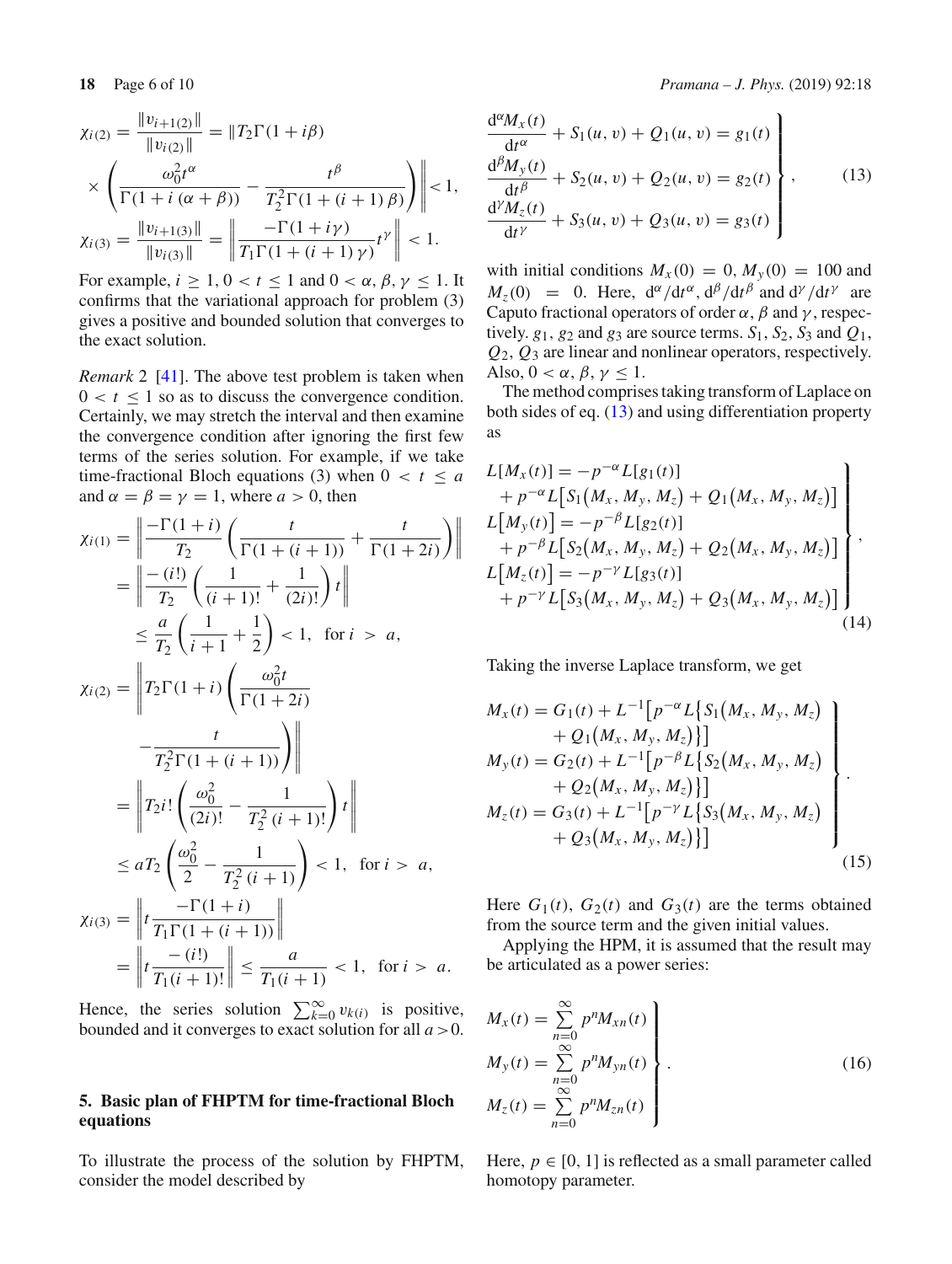$$\chi_{i(2)} = \frac{\|v_{i+1(2)}\|}{\|v_{i(2)}\|} = \| T_2 \Gamma(1+i\beta) \times \left( \frac{\omega_0^2 t^\alpha}{\Gamma(1+i(\alpha+\beta))} - \frac{t^\beta}{T_2^2 \Gamma(1+(i+1)\beta)} \right) \| < 1,$$

$$\chi_{i(3)} = \frac{\|v_{i+1(3)}\|}{\|v_{i(3)}\|} = \left\| \frac{-\Gamma(1+i\gamma)}{T_1 \Gamma(1+(i+1)\gamma)} t^\gamma \right\| < 1.$$

For example, $i \geq 1$, $0 < t \leq 1$ and $0 < \alpha, \beta, \gamma \leq 1$. It confirms that the variational approach for problem (3) gives a positive and bounded solution that converges to the exact solution.

*Remark* 2 [41]. The above test problem is taken when $0 < t \leq 1$ so as to discuss the convergence condition. Certainly, we may stretch the interval and then examine the convergence condition after ignoring the first few terms of the series solution. For example, if we take time-fractional Bloch equations (3) when $0 < t \leq a$ and $\alpha = \beta = \gamma = 1$, where $a > 0$, then

$$\begin{aligned}
\chi_{i(1)} &= \left\| \frac{-\Gamma(1+i)}{T_2} \left( \frac{t}{\Gamma(1+(i+1))} + \frac{t}{\Gamma(1+2i)} \right) \right\| \\
&= \left\| \frac{-(i!)}{T_2} \left( \frac{1}{(i+1)!} + \frac{1}{(2i)!} \right) t \right\| \\
&\leq \frac{a}{T_2} \left( \frac{1}{i+1} + \frac{1}{2} \right) < 1, \quad \text{for } i > a,
\end{aligned}$$

$$\begin{aligned}
\chi_{i(2)} &= \left\| T_2 \Gamma(1+i) \left( \frac{\omega_0^2 t}{\Gamma(1+2i)} - \frac{t}{T_2^2 \Gamma(1+(i+1))} \right) \right\| \\
&= \left\| T_2 i! \left( \frac{\omega_0^2}{(2i)!} - \frac{1}{T_2^2 (i+1)!} \right) t \right\| \\
&\leq a T_2 \left( \frac{\omega_0^2}{2} - \frac{1}{T_2^2 (i+1)} \right) < 1, \quad \text{for } i > a,
\end{aligned}$$

$$\begin{aligned}
\chi_{i(3)} &= \left\| t \frac{-\Gamma(1+i)}{T_1 \Gamma(1+(i+1))} \right\| \\
&= \left\| t \frac{-(i!)}{T_1 (i+1)!} \right\| \leq \frac{a}{T_1(i+1)} < 1, \quad \text{for } i > a.
\end{aligned}$$

Hence, the series solution $\sum_{k=0}^{\infty} v_{k(i)}$ is positive, bounded and it converges to exact solution for all $a > 0$.

## 5. Basic plan of FHPTM for time-fractional Bloch equations

To illustrate the process of the solution by FHPTM, consider the model described by

$$\left.\begin{aligned}
\frac{\mathrm{d}^\alpha M_x(t)}{\mathrm{d}t^\alpha} + S_1(u,v) + Q_1(u,v) = g_1(t) \\
\frac{\mathrm{d}^\beta M_y(t)}{\mathrm{d}t^\beta} + S_2(u,v) + Q_2(u,v) = g_2(t) \\
\frac{\mathrm{d}^\gamma M_z(t)}{\mathrm{d}t^\gamma} + S_3(u,v) + Q_3(u,v) = g_3(t)
\end{aligned}\right\}, \tag{13}$$

with initial conditions $M_x(0) = 0$, $M_y(0) = 100$ and $M_z(0) = 0$. Here, $\mathrm{d}^\alpha/\mathrm{d}t^\alpha$, $\mathrm{d}^\beta/\mathrm{d}t^\beta$ and $\mathrm{d}^\gamma/\mathrm{d}t^\gamma$ are Caputo fractional operators of order $\alpha$, $\beta$ and $\gamma$, respectively. $g_1$, $g_2$ and $g_3$ are source terms. $S_1$, $S_2$, $S_3$ and $Q_1$, $Q_2$, $Q_3$ are linear and nonlinear operators, respectively. Also, $0 < \alpha, \beta, \gamma \leq 1$.

The method comprises taking transform of Laplace on both sides of eq. (13) and using differentiation property as

$$\left.\begin{aligned}
L[M_x(t)] &= -p^{-\alpha} L[g_1(t)] \\
&\quad + p^{-\alpha} L\big[S_1(M_x, M_y, M_z) + Q_1(M_x, M_y, M_z)\big] \\
L[M_y(t)] &= -p^{-\beta} L[g_2(t)] \\
&\quad + p^{-\beta} L\big[S_2(M_x, M_y, M_z) + Q_2(M_x, M_y, M_z)\big] \\
L[M_z(t)] &= -p^{-\gamma} L[g_3(t)] \\
&\quad + p^{-\gamma} L\big[S_3(M_x, M_y, M_z) + Q_3(M_x, M_y, M_z)\big]
\end{aligned}\right\}, \tag{14}$$

Taking the inverse Laplace transform, we get

$$\left.\begin{aligned}
M_x(t) &= G_1(t) + L^{-1}\big[p^{-\alpha} L\{S_1(M_x, M_y, M_z) \\
&\qquad + Q_1(M_x, M_y, M_z)\}\big] \\
M_y(t) &= G_2(t) + L^{-1}\big[p^{-\beta} L\{S_2(M_x, M_y, M_z) \\
&\qquad + Q_2(M_x, M_y, M_z)\}\big] \\
M_z(t) &= G_3(t) + L^{-1}\big[p^{-\gamma} L\{S_3(M_x, M_y, M_z) \\
&\qquad + Q_3(M_x, M_y, M_z)\}\big]
\end{aligned}\right\}. \tag{15}$$

Here $G_1(t)$, $G_2(t)$ and $G_3(t)$ are the terms obtained from the source term and the given initial values.

Applying the HPM, it is assumed that the result may be articulated as a power series:

$$\left.\begin{aligned}
M_x(t) &= \sum_{n=0}^{\infty} p^n M_{xn}(t) \\
M_y(t) &= \sum_{n=0}^{\infty} p^n M_{yn}(t) \\
M_z(t) &= \sum_{n=0}^{\infty} p^n M_{zn}(t)
\end{aligned}\right\}. \tag{16}$$

Here, $p \in [0, 1]$ is reflected as a small parameter called homotopy parameter.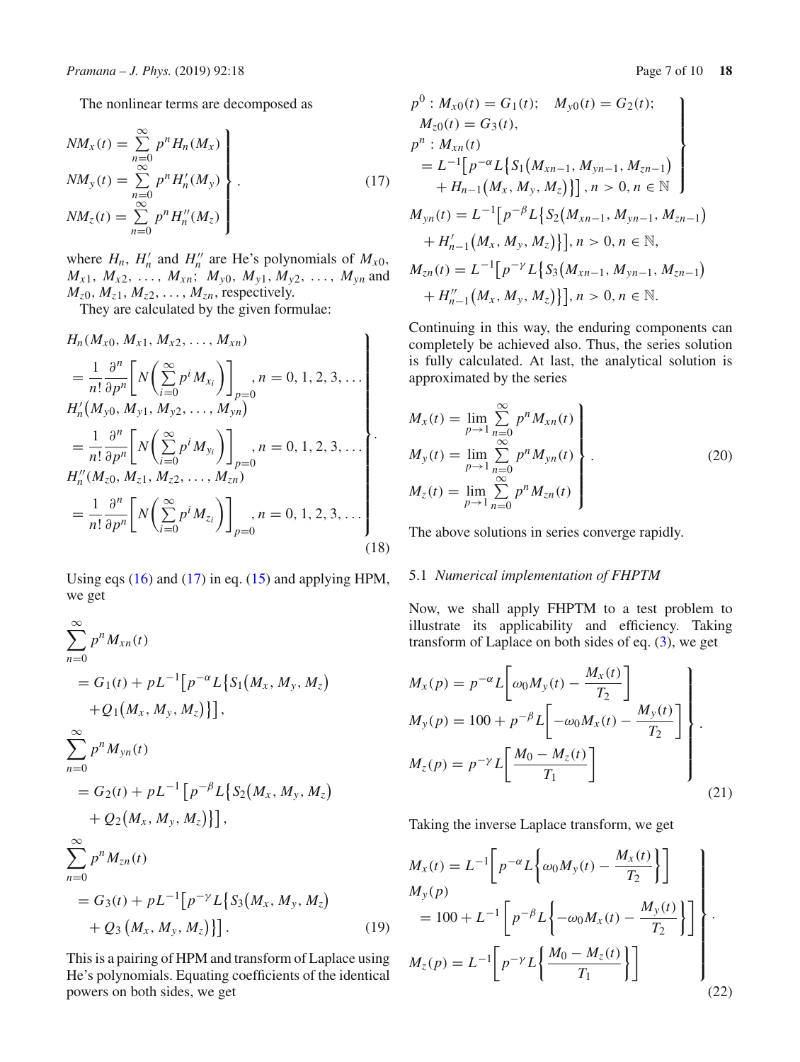The nonlinear terms are decomposed as

$$
\left.\begin{aligned}
NM_x(t) &= \sum_{n=0}^{\infty} p^n H_n(M_x)\\
NM_y(t) &= \sum_{n=0}^{\infty} p^n H_n'(M_y)\\
NM_z(t) &= \sum_{n=0}^{\infty} p^n H_n''(M_z)
\end{aligned}\right\}. \tag{17}
$$

where $H_n$, $H_n'$ and $H_n''$ are He's polynomials of $M_{x0}$, $M_{x1}$, $M_{x2}$, …, $M_{xn}$; $M_{y0}$, $M_{y1}$, $M_{y2}$, …, $M_{yn}$ and $M_{z0}$, $M_{z1}$, $M_{z2}$, …, $M_{zn}$, respectively.

They are calculated by the given formulae:

$$
\left.\begin{aligned}
&H_n(M_{x0}, M_{x1}, M_{x2}, \ldots, M_{xn})\\
&\quad = \frac{1}{n!}\frac{\partial^n}{\partial p^n}\left[N\left(\sum_{i=0}^{\infty} p^i M_{x_i}\right)\right]_{p=0}, n = 0, 1, 2, 3, \ldots\\
&H_n'(M_{y0}, M_{y1}, M_{y2}, \ldots, M_{yn})\\
&\quad = \frac{1}{n!}\frac{\partial^n}{\partial p^n}\left[N\left(\sum_{i=0}^{\infty} p^i M_{y_i}\right)\right]_{p=0}, n = 0, 1, 2, 3, \ldots\\
&H_n''(M_{z0}, M_{z1}, M_{z2}, \ldots, M_{zn})\\
&\quad = \frac{1}{n!}\frac{\partial^n}{\partial p^n}\left[N\left(\sum_{i=0}^{\infty} p^i M_{z_i}\right)\right]_{p=0}, n = 0, 1, 2, 3, \ldots
\end{aligned}\right\}. \tag{18}
$$

Using eqs (16) and (17) in eq. (15) and applying HPM, we get

$$
\begin{aligned}
&\sum_{n=0}^{\infty} p^n M_{xn}(t)\\
&\quad = G_1(t) + pL^{-1}\left[p^{-\alpha}L\left\{S_1(M_x, M_y, M_z) + Q_1(M_x, M_y, M_z)\right\}\right],\\
&\sum_{n=0}^{\infty} p^n M_{yn}(t)\\
&\quad = G_2(t) + pL^{-1}\left[p^{-\beta}L\left\{S_2(M_x, M_y, M_z) + Q_2(M_x, M_y, M_z)\right\}\right],\\
&\sum_{n=0}^{\infty} p^n M_{zn}(t)\\
&\quad = G_3(t) + pL^{-1}\left[p^{-\gamma}L\left\{S_3(M_x, M_y, M_z) + Q_3(M_x, M_y, M_z)\right\}\right].
\end{aligned} \tag{19}
$$

This is a pairing of HPM and transform of Laplace using He's polynomials. Equating coefficients of the identical powers on both sides, we get

$$
\left.\begin{aligned}
&p^0 : M_{x0}(t) = G_1(t);\quad M_{y0}(t) = G_2(t);\\
&\quad M_{z0}(t) = G_3(t),\\
&p^n : M_{xn}(t)\\
&\quad = L^{-1}\left[p^{-\alpha}L\left\{S_1(M_{xn-1}, M_{yn-1}, M_{zn-1}) + H_{n-1}(M_x, M_y, M_z)\right\}\right], n > 0, n \in \mathbb{N}
\end{aligned}\right\}
$$

$$
\begin{aligned}
&M_{yn}(t) = L^{-1}\left[p^{-\beta}L\left\{S_2(M_{xn-1}, M_{yn-1}, M_{zn-1}) + H_{n-1}'(M_x, M_y, M_z)\right\}\right], n > 0, n \in \mathbb{N},\\
&M_{zn}(t) = L^{-1}\left[p^{-\gamma}L\left\{S_3(M_{xn-1}, M_{yn-1}, M_{zn-1}) + H_{n-1}''(M_x, M_y, M_z)\right\}\right], n > 0, n \in \mathbb{N}.
\end{aligned}
$$

Continuing in this way, the enduring components can completely be achieved also. Thus, the series solution is fully calculated. At last, the analytical solution is approximated by the series

$$
\left.\begin{aligned}
M_x(t) &= \lim_{p\to 1}\sum_{n=0}^{\infty} p^n M_{xn}(t)\\
M_y(t) &= \lim_{p\to 1}\sum_{n=0}^{\infty} p^n M_{yn}(t)\\
M_z(t) &= \lim_{p\to 1}\sum_{n=0}^{\infty} p^n M_{zn}(t)
\end{aligned}\right\}. \tag{20}
$$

The above solutions in series converge rapidly.

### 5.1 *Numerical implementation of FHPTM*

Now, we shall apply FHPTM to a test problem to illustrate its applicability and efficiency. Taking transform of Laplace on both sides of eq. (3), we get

$$
\left.\begin{aligned}
M_x(p) &= p^{-\alpha}L\left[\omega_0 M_y(t) - \frac{M_x(t)}{T_2}\right]\\
M_y(p) &= 100 + p^{-\beta}L\left[-\omega_0 M_x(t) - \frac{M_y(t)}{T_2}\right]\\
M_z(p) &= p^{-\gamma}L\left[\frac{M_0 - M_z(t)}{T_1}\right]
\end{aligned}\right\}. \tag{21}
$$

Taking the inverse Laplace transform, we get

$$
\left.\begin{aligned}
&M_x(t) = L^{-1}\left[p^{-\alpha}L\left\{\omega_0 M_y(t) - \frac{M_x(t)}{T_2}\right\}\right]\\
&M_y(p)\\
&\quad = 100 + L^{-1}\left[p^{-\beta}L\left\{-\omega_0 M_x(t) - \frac{M_y(t)}{T_2}\right\}\right]\\
&M_z(p) = L^{-1}\left[p^{-\gamma}L\left\{\frac{M_0 - M_z(t)}{T_1}\right\}\right]
\end{aligned}\right\}. \tag{22}
$$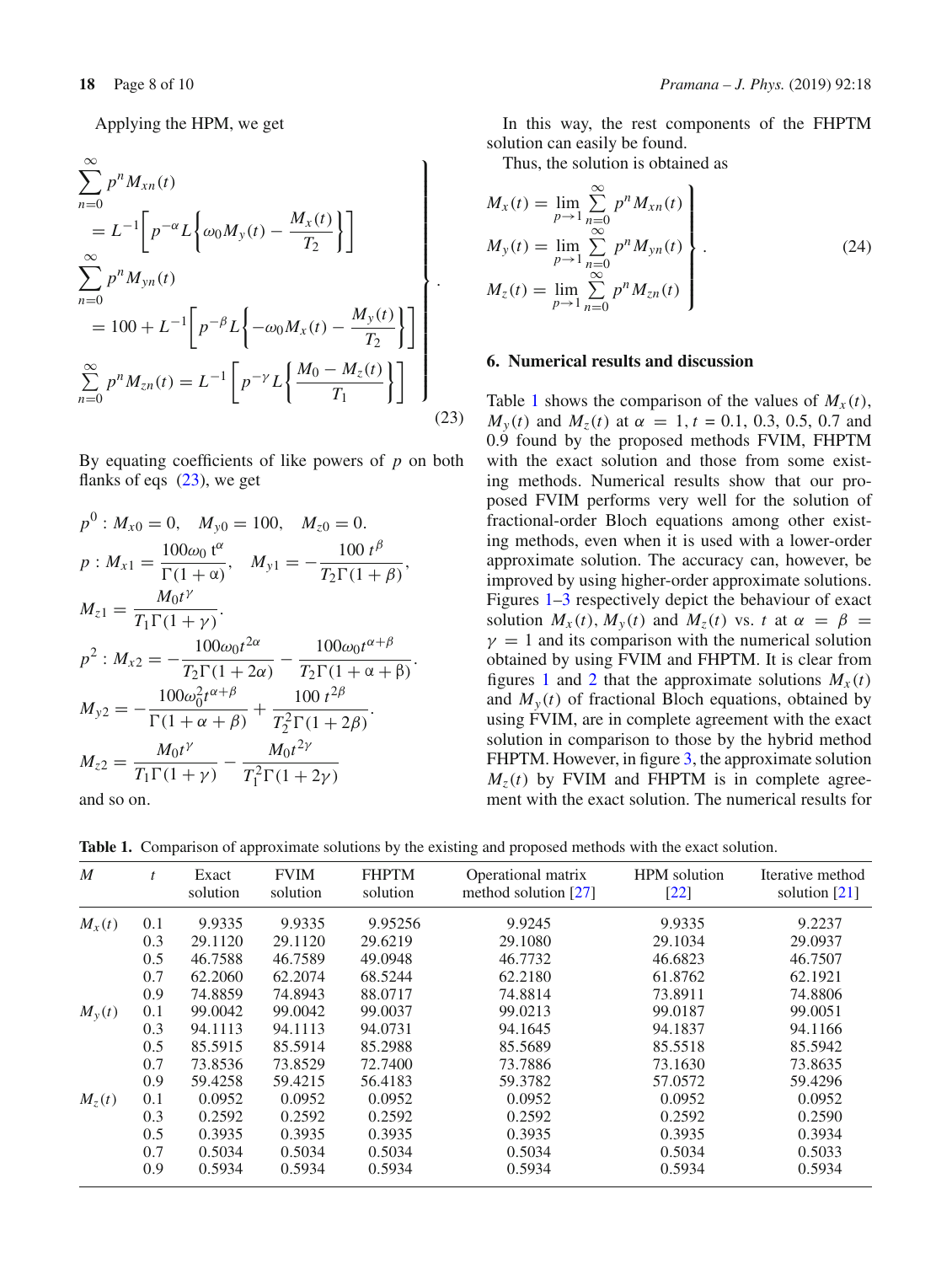Applying the HPM, we get

$$\left.\begin{aligned}
&\sum_{n=0}^{\infty} p^n M_{xn}(t) \\
&\quad = L^{-1}\left[p^{-\alpha} L\left\{\omega_0 M_y(t) - \frac{M_x(t)}{T_2}\right\}\right] \\
&\sum_{n=0}^{\infty} p^n M_{yn}(t) \\
&\quad = 100 + L^{-1}\left[p^{-\beta} L\left\{-\omega_0 M_x(t) - \frac{M_y(t)}{T_2}\right\}\right] \\
&\sum_{n=0}^{\infty} p^n M_{zn}(t) = L^{-1}\left[p^{-\gamma} L\left\{\frac{M_0 - M_z(t)}{T_1}\right\}\right]
\end{aligned}\right\}. \tag{23}$$

By equating coefficients of like powers of $p$ on both flanks of eqs (23), we get

$$p^0 : M_{x0} = 0, \quad M_{y0} = 100, \quad M_{z0} = 0.$$

$$p : M_{x1} = \frac{100\omega_0\, t^{\alpha}}{\Gamma(1+\alpha)}, \quad M_{y1} = -\frac{100\, t^{\beta}}{T_2\Gamma(1+\beta)},$$

$$M_{z1} = \frac{M_0 t^{\gamma}}{T_1\Gamma(1+\gamma)}.$$

$$p^2 : M_{x2} = -\frac{100\omega_0 t^{2\alpha}}{T_2\Gamma(1+2\alpha)} - \frac{100\omega_0 t^{\alpha+\beta}}{T_2\Gamma(1+\alpha+\beta)}.$$

$$M_{y2} = -\frac{100\omega_0^2 t^{\alpha+\beta}}{\Gamma(1+\alpha+\beta)} + \frac{100\, t^{2\beta}}{T_2^2\Gamma(1+2\beta)}.$$

$$M_{z2} = \frac{M_0 t^{\gamma}}{T_1\Gamma(1+\gamma)} - \frac{M_0 t^{2\gamma}}{T_1^2\Gamma(1+2\gamma)}$$

and so on.

In this way, the rest components of the FHPTM solution can easily be found.

Thus, the solution is obtained as

$$\left.\begin{aligned}
M_x(t) &= \lim_{p\to 1}\sum_{n=0}^{\infty} p^n M_{xn}(t) \\
M_y(t) &= \lim_{p\to 1}\sum_{n=0}^{\infty} p^n M_{yn}(t) \\
M_z(t) &= \lim_{p\to 1}\sum_{n=0}^{\infty} p^n M_{zn}(t)
\end{aligned}\right\}. \tag{24}$$

## 6. Numerical results and discussion

Table 1 shows the comparison of the values of $M_x(t)$, $M_y(t)$ and $M_z(t)$ at $\alpha = 1, t = 0.1$, 0.3, 0.5, 0.7 and 0.9 found by the proposed methods FVIM, FHPTM with the exact solution and those from some existing methods. Numerical results show that our proposed FVIM performs very well for the solution of fractional-order Bloch equations among other existing methods, even when it is used with a lower-order approximate solution. The accuracy can, however, be improved by using higher-order approximate solutions. Figures 1–3 respectively depict the behaviour of exact solution $M_x(t), M_y(t)$ and $M_z(t)$ vs. $t$ at $\alpha = \beta = \gamma = 1$ and its comparison with the numerical solution obtained by using FVIM and FHPTM. It is clear from figures 1 and 2 that the approximate solutions $M_x(t)$ and $M_y(t)$ of fractional Bloch equations, obtained by using FVIM, are in complete agreement with the exact solution in comparison to those by the hybrid method FHPTM. However, in figure 3, the approximate solution $M_z(t)$ by FVIM and FHPTM is in complete agreement with the exact solution. The numerical results for

**Table 1.** Comparison of approximate solutions by the existing and proposed methods with the exact solution.

| $M$ | $t$ | Exact solution | FVIM solution | FHPTM solution | Operational matrix method solution [27] | HPM solution [22] | Iterative method solution [21] |
|---|---|---|---|---|---|---|---|
| $M_x(t)$ | 0.1 | 9.9335 | 9.9335 | 9.95256 | 9.9245 | 9.9335 | 9.2237 |
| | 0.3 | 29.1120 | 29.1120 | 29.6219 | 29.1080 | 29.1034 | 29.0937 |
| | 0.5 | 46.7588 | 46.7589 | 49.0948 | 46.7732 | 46.6823 | 46.7507 |
| | 0.7 | 62.2060 | 62.2074 | 68.5244 | 62.2180 | 61.8762 | 62.1921 |
| | 0.9 | 74.8859 | 74.8943 | 88.0717 | 74.8814 | 73.8911 | 74.8806 |
| $M_y(t)$ | 0.1 | 99.0042 | 99.0042 | 99.0037 | 99.0213 | 99.0187 | 99.0051 |
| | 0.3 | 94.1113 | 94.1113 | 94.0731 | 94.1645 | 94.1837 | 94.1166 |
| | 0.5 | 85.5915 | 85.5914 | 85.2988 | 85.5689 | 85.5518 | 85.5942 |
| | 0.7 | 73.8536 | 73.8529 | 72.7400 | 73.7886 | 73.1630 | 73.8635 |
| | 0.9 | 59.4258 | 59.4215 | 56.4183 | 59.3782 | 57.0572 | 59.4296 |
| $M_z(t)$ | 0.1 | 0.0952 | 0.0952 | 0.0952 | 0.0952 | 0.0952 | 0.0952 |
| | 0.3 | 0.2592 | 0.2592 | 0.2592 | 0.2592 | 0.2592 | 0.2590 |
| | 0.5 | 0.3935 | 0.3935 | 0.3935 | 0.3935 | 0.3935 | 0.3934 |
| | 0.7 | 0.5034 | 0.5034 | 0.5034 | 0.5034 | 0.5034 | 0.5033 |
| | 0.9 | 0.5934 | 0.5934 | 0.5934 | 0.5934 | 0.5934 | 0.5934 |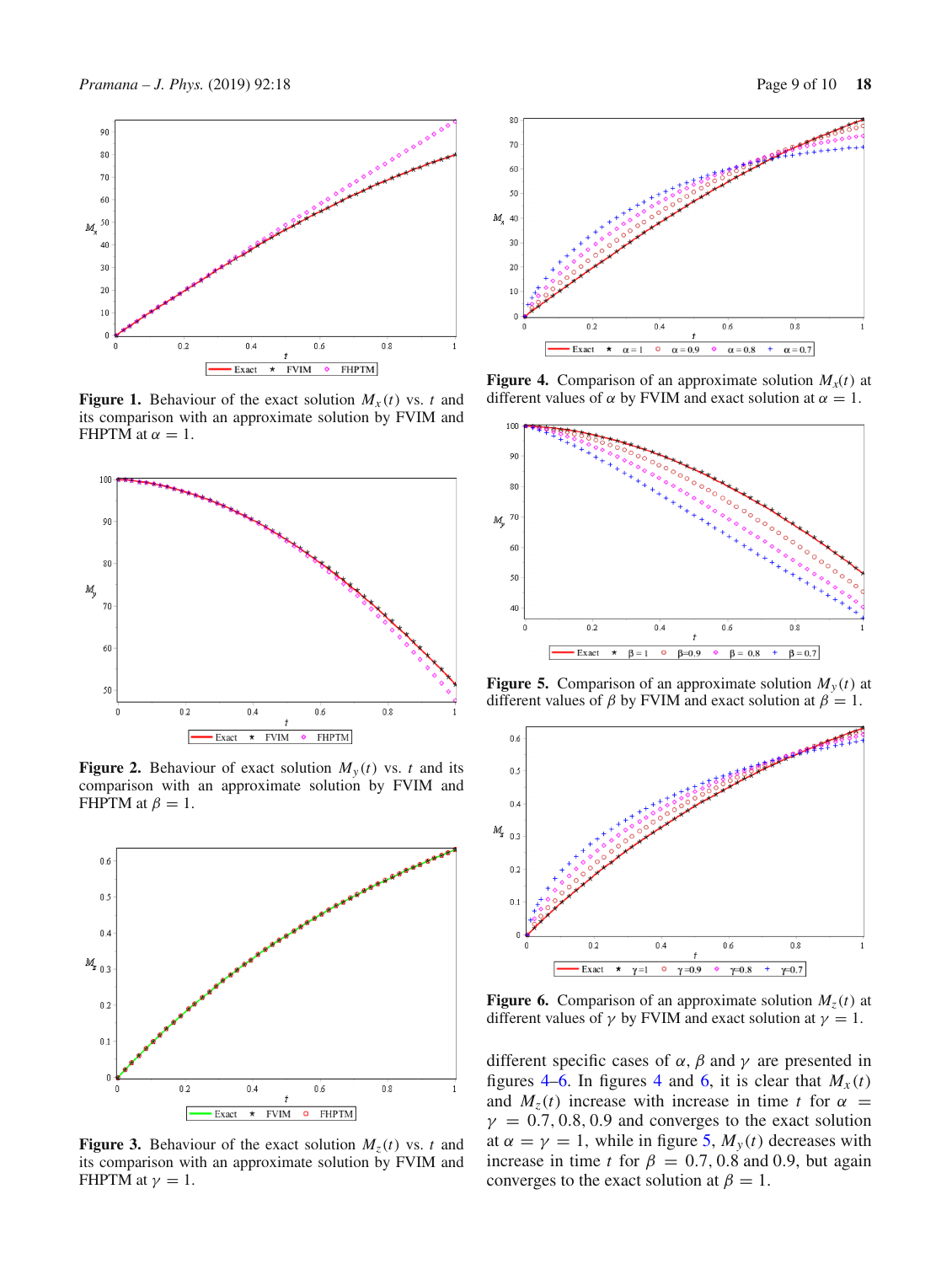**Figure 1.** Behaviour of the exact solution $M_x(t)$ vs. $t$ and its comparison with an approximate solution by FVIM and FHPTM at $\alpha = 1$.

**Figure 2.** Behaviour of exact solution $M_y(t)$ vs. $t$ and its comparison with an approximate solution by FVIM and FHPTM at $\beta = 1$.

**Figure 3.** Behaviour of the exact solution $M_z(t)$ vs. $t$ and its comparison with an approximate solution by FVIM and FHPTM at $\gamma = 1$.

**Figure 4.** Comparison of an approximate solution $M_x(t)$ at different values of $\alpha$ by FVIM and exact solution at $\alpha = 1$.

**Figure 5.** Comparison of an approximate solution $M_y(t)$ at different values of $\beta$ by FVIM and exact solution at $\beta = 1$.

**Figure 6.** Comparison of an approximate solution $M_z(t)$ at different values of $\gamma$ by FVIM and exact solution at $\gamma = 1$.

different specific cases of $\alpha$, $\beta$ and $\gamma$ are presented in figures 4–6. In figures 4 and 6, it is clear that $M_x(t)$ and $M_z(t)$ increase with increase in time $t$ for $\alpha = \gamma = 0.7, 0.8, 0.9$ and converges to the exact solution at $\alpha = \gamma = 1$, while in figure 5, $M_y(t)$ decreases with increase in time $t$ for $\beta = 0.7, 0.8$ and $0.9$, but again converges to the exact solution at $\beta = 1$.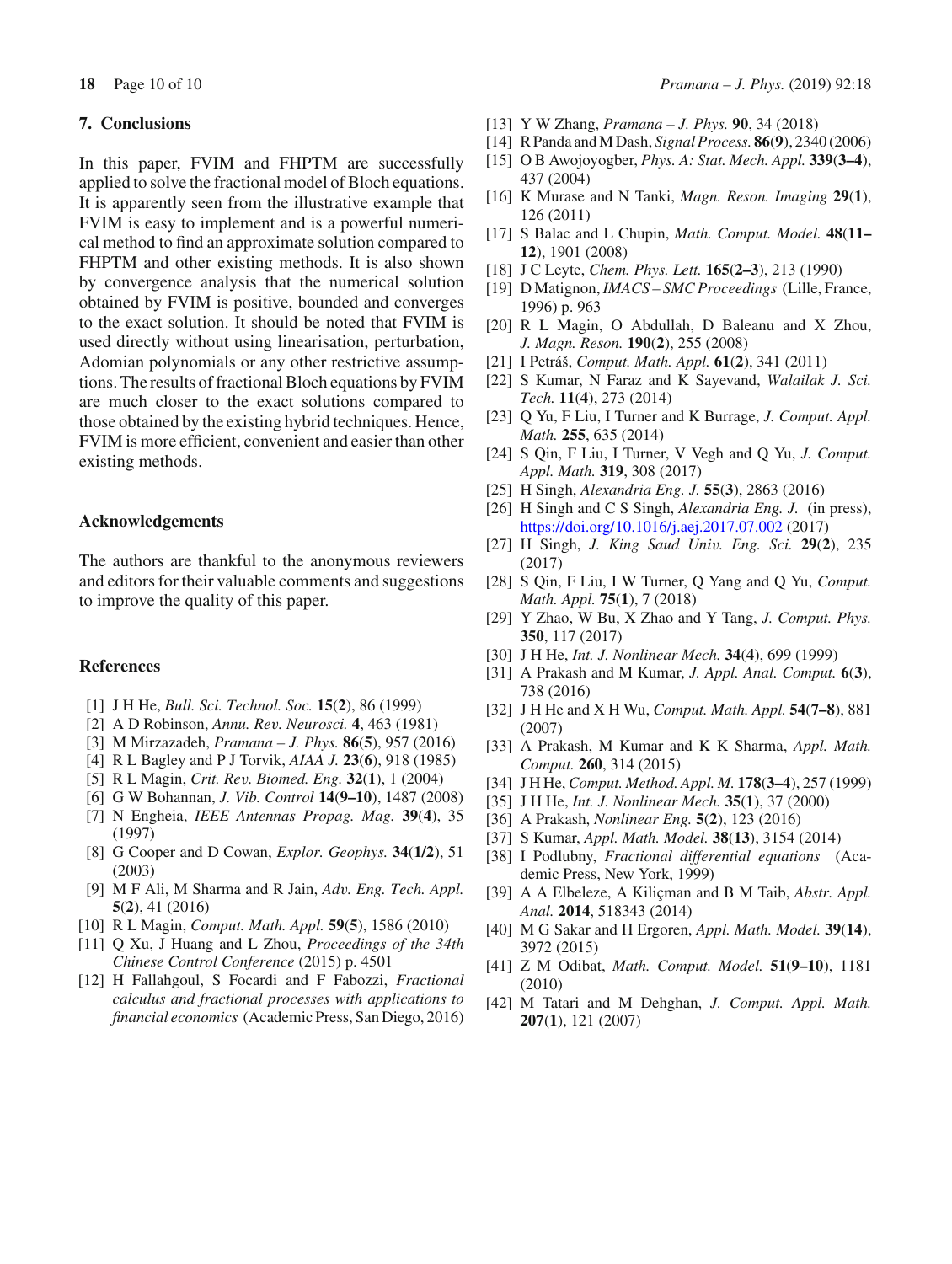## 7. Conclusions

In this paper, FVIM and FHPTM are successfully applied to solve the fractional model of Bloch equations. It is apparently seen from the illustrative example that FVIM is easy to implement and is a powerful numerical method to find an approximate solution compared to FHPTM and other existing methods. It is also shown by convergence analysis that the numerical solution obtained by FVIM is positive, bounded and converges to the exact solution. It should be noted that FVIM is used directly without using linearisation, perturbation, Adomian polynomials or any other restrictive assumptions. The results of fractional Bloch equations by FVIM are much closer to the exact solutions compared to those obtained by the existing hybrid techniques. Hence, FVIM is more efficient, convenient and easier than other existing methods.

## Acknowledgements

The authors are thankful to the anonymous reviewers and editors for their valuable comments and suggestions to improve the quality of this paper.

## References

[1] J H He, *Bull. Sci. Technol. Soc.* **15**(**2**), 86 (1999)

[2] A D Robinson, *Annu. Rev. Neurosci.* **4**, 463 (1981)

[3] M Mirzazadeh, *Pramana – J. Phys.* **86**(**5**), 957 (2016)

[4] R L Bagley and P J Torvik, *AIAA J.* **23**(**6**), 918 (1985)

[5] R L Magin, *Crit. Rev. Biomed. Eng.* **32**(**1**), 1 (2004)

[6] G W Bohannan, *J. Vib. Control* **14**(**9–10**), 1487 (2008)

[7] N Engheia, *IEEE Antennas Propag. Mag.* **39**(**4**), 35 (1997)

[8] G Cooper and D Cowan, *Explor. Geophys.* **34**(**1/2**), 51 (2003)

[9] M F Ali, M Sharma and R Jain, *Adv. Eng. Tech. Appl.* **5**(**2**), 41 (2016)

[10] R L Magin, *Comput. Math. Appl.* **59**(**5**), 1586 (2010)

[11] Q Xu, J Huang and L Zhou, *Proceedings of the 34th Chinese Control Conference* (2015) p. 4501

[12] H Fallahgoul, S Focardi and F Fabozzi, *Fractional calculus and fractional processes with applications to financial economics* (Academic Press, San Diego, 2016)

[13] Y W Zhang, *Pramana – J. Phys.* **90**, 34 (2018)

[14] R Panda and M Dash, *Signal Process.* **86**(**9**), 2340 (2006)

[15] O B Awojoyogber, *Phys. A: Stat. Mech. Appl.* **339**(**3–4**), 437 (2004)

[16] K Murase and N Tanki, *Magn. Reson. Imaging* **29**(**1**), 126 (2011)

[17] S Balac and L Chupin, *Math. Comput. Model.* **48**(**11–12**), 1901 (2008)

[18] J C Leyte, *Chem. Phys. Lett.* **165**(**2–3**), 213 (1990)

[19] D Matignon, *IMACS – SMC Proceedings* (Lille, France, 1996) p. 963

[20] R L Magin, O Abdullah, D Baleanu and X Zhou, *J. Magn. Reson.* **190**(**2**), 255 (2008)

[21] I Petráš, *Comput. Math. Appl.* **61**(**2**), 341 (2011)

[22] S Kumar, N Faraz and K Sayevand, *Walailak J. Sci. Tech.* **11**(**4**), 273 (2014)

[23] Q Yu, F Liu, I Turner and K Burrage, *J. Comput. Appl. Math.* **255**, 635 (2014)

[24] S Qin, F Liu, I Turner, V Vegh and Q Yu, *J. Comput. Appl. Math.* **319**, 308 (2017)

[25] H Singh, *Alexandria Eng. J.* **55**(**3**), 2863 (2016)

[26] H Singh and C S Singh, *Alexandria Eng. J.* (in press), https://doi.org/10.1016/j.aej.2017.07.002 (2017)

[27] H Singh, *J. King Saud Univ. Eng. Sci.* **29**(**2**), 235 (2017)

[28] S Qin, F Liu, I W Turner, Q Yang and Q Yu, *Comput. Math. Appl.* **75**(**1**), 7 (2018)

[29] Y Zhao, W Bu, X Zhao and Y Tang, *J. Comput. Phys.* **350**, 117 (2017)

[30] J H He, *Int. J. Nonlinear Mech.* **34**(**4**), 699 (1999)

[31] A Prakash and M Kumar, *J. Appl. Anal. Comput.* **6**(**3**), 738 (2016)

[32] J H He and X H Wu, *Comput. Math. Appl.* **54**(**7–8**), 881 (2007)

[33] A Prakash, M Kumar and K K Sharma, *Appl. Math. Comput.* **260**, 314 (2015)

[34] J H He, *Comput. Method. Appl. M.* **178**(**3–4**), 257 (1999)

[35] J H He, *Int. J. Nonlinear Mech.* **35**(**1**), 37 (2000)

[36] A Prakash, *Nonlinear Eng.* **5**(**2**), 123 (2016)

[37] S Kumar, *Appl. Math. Model.* **38**(**13**), 3154 (2014)

[38] I Podlubny, *Fractional differential equations* (Academic Press, New York, 1999)

[39] A A Elbeleze, A Kiliçman and B M Taib, *Abstr. Appl. Anal.* **2014**, 518343 (2014)

[40] M G Sakar and H Ergoren, *Appl. Math. Model.* **39**(**14**), 3972 (2015)

[41] Z M Odibat, *Math. Comput. Model.* **51**(**9–10**), 1181 (2010)

[42] M Tatari and M Dehghan, *J. Comput. Appl. Math.* **207**(**1**), 121 (2007)